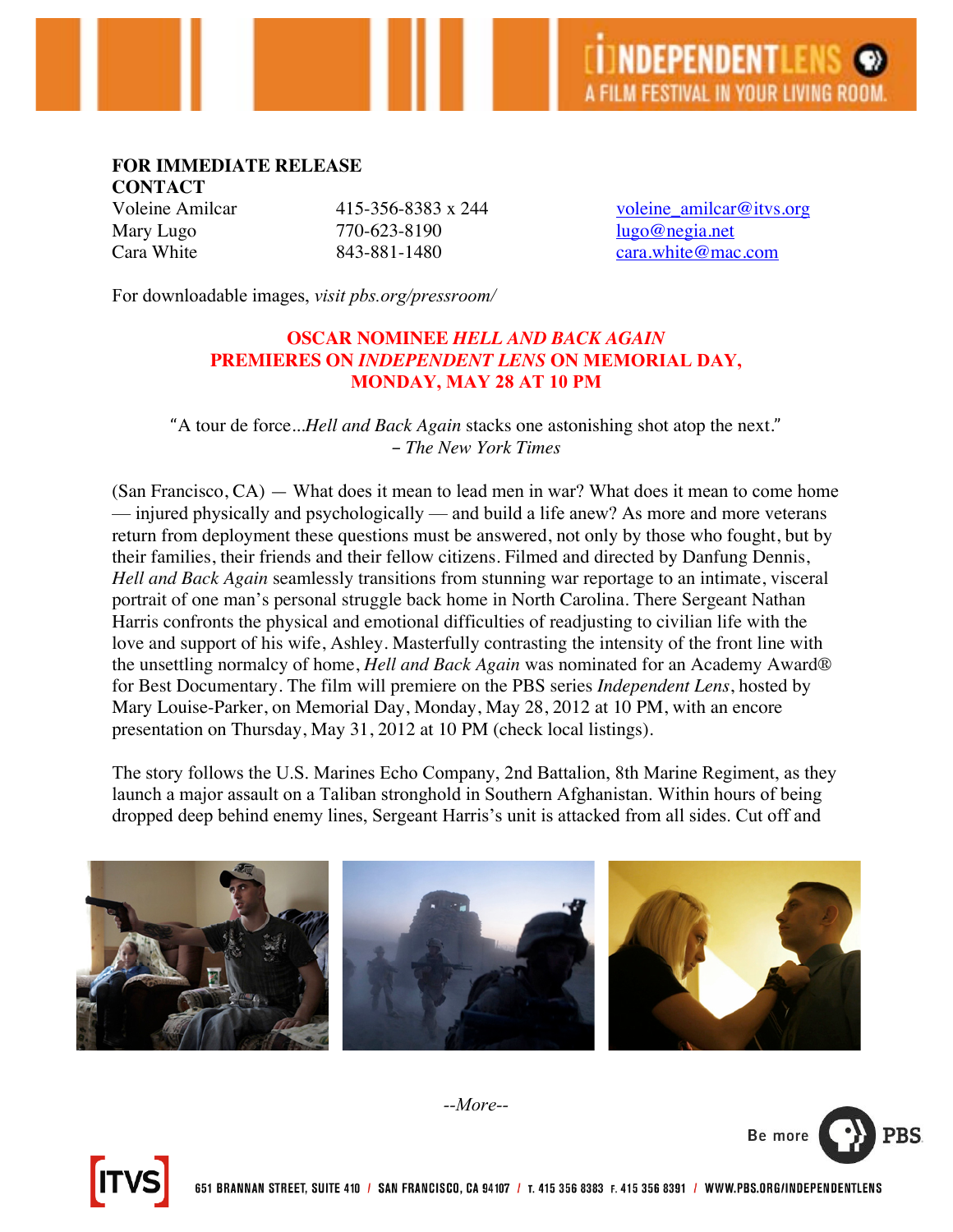**FOR IMMEDIATE RELEASE**
**CONTACT**

| | | |
|---|---|---|
| Voleine Amilcar | 415-356-8383 x 244 | voleine_amilcar@itvs.org |
| Mary Lugo | 770-623-8190 | lugo@negia.net |
| Cara White | 843-881-1480 | cara.white@mac.com |

For downloadable images, *visit pbs.org/pressroom/*

## OSCAR NOMINEE *HELL AND BACK AGAIN* PREMIERES ON *INDEPENDENT LENS* ON MEMORIAL DAY, MONDAY, MAY 28 AT 10 PM

"A tour de force...*Hell and Back Again* stacks one astonishing shot atop the next."
– *The New York Times*

(San Francisco, CA) — What does it mean to lead men in war? What does it mean to come home — injured physically and psychologically — and build a life anew? As more and more veterans return from deployment these questions must be answered, not only by those who fought, but by their families, their friends and their fellow citizens. Filmed and directed by Danfung Dennis, *Hell and Back Again* seamlessly transitions from stunning war reportage to an intimate, visceral portrait of one man's personal struggle back home in North Carolina. There Sergeant Nathan Harris confronts the physical and emotional difficulties of readjusting to civilian life with the love and support of his wife, Ashley. Masterfully contrasting the intensity of the front line with the unsettling normalcy of home, *Hell and Back Again* was nominated for an Academy Award® for Best Documentary. The film will premiere on the PBS series *Independent Lens*, hosted by Mary Louise-Parker, on Memorial Day, Monday, May 28, 2012 at 10 PM, with an encore presentation on Thursday, May 31, 2012 at 10 PM (check local listings).

The story follows the U.S. Marines Echo Company, 2nd Battalion, 8th Marine Regiment, as they launch a major assault on a Taliban stronghold in Southern Afghanistan. Within hours of being dropped deep behind enemy lines, Sergeant Harris's unit is attacked from all sides. Cut off and

*--More--*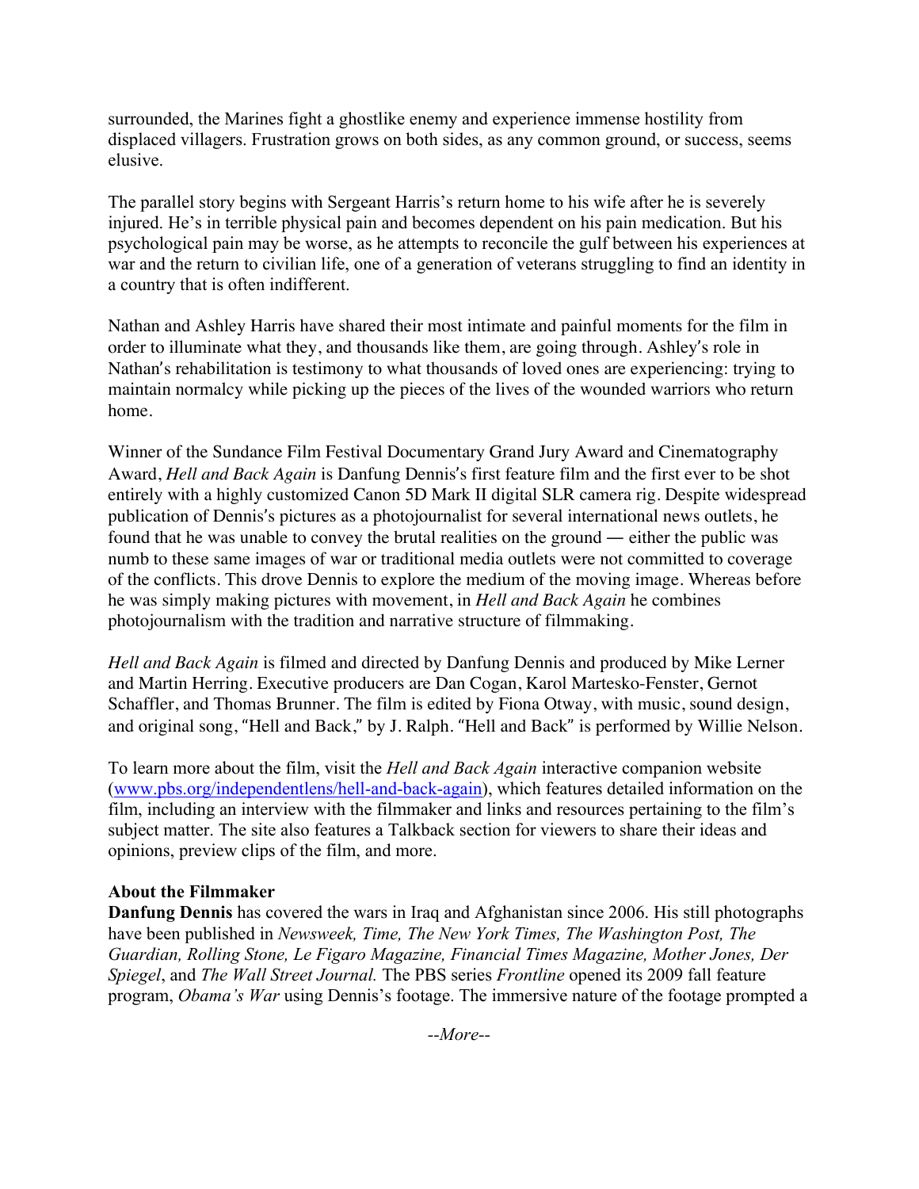surrounded, the Marines fight a ghostlike enemy and experience immense hostility from displaced villagers. Frustration grows on both sides, as any common ground, or success, seems elusive.

The parallel story begins with Sergeant Harris's return home to his wife after he is severely injured. He's in terrible physical pain and becomes dependent on his pain medication. But his psychological pain may be worse, as he attempts to reconcile the gulf between his experiences at war and the return to civilian life, one of a generation of veterans struggling to find an identity in a country that is often indifferent.

Nathan and Ashley Harris have shared their most intimate and painful moments for the film in order to illuminate what they, and thousands like them, are going through. Ashley's role in Nathan's rehabilitation is testimony to what thousands of loved ones are experiencing: trying to maintain normalcy while picking up the pieces of the lives of the wounded warriors who return home.

Winner of the Sundance Film Festival Documentary Grand Jury Award and Cinematography Award, *Hell and Back Again* is Danfung Dennis's first feature film and the first ever to be shot entirely with a highly customized Canon 5D Mark II digital SLR camera rig. Despite widespread publication of Dennis's pictures as a photojournalist for several international news outlets, he found that he was unable to convey the brutal realities on the ground — either the public was numb to these same images of war or traditional media outlets were not committed to coverage of the conflicts. This drove Dennis to explore the medium of the moving image. Whereas before he was simply making pictures with movement, in *Hell and Back Again* he combines photojournalism with the tradition and narrative structure of filmmaking.

*Hell and Back Again* is filmed and directed by Danfung Dennis and produced by Mike Lerner and Martin Herring. Executive producers are Dan Cogan, Karol Martesko-Fenster, Gernot Schaffler, and Thomas Brunner. The film is edited by Fiona Otway, with music, sound design, and original song, "Hell and Back," by J. Ralph. "Hell and Back" is performed by Willie Nelson.

To learn more about the film, visit the *Hell and Back Again* interactive companion website ([www.pbs.org/independentlens/hell-and-back-again](www.pbs.org/independentlens/hell-and-back-again)), which features detailed information on the film, including an interview with the filmmaker and links and resources pertaining to the film's subject matter. The site also features a Talkback section for viewers to share their ideas and opinions, preview clips of the film, and more.

**About the Filmmaker**

**Danfung Dennis** has covered the wars in Iraq and Afghanistan since 2006. His still photographs have been published in *Newsweek, Time, The New York Times, The Washington Post, The Guardian, Rolling Stone, Le Figaro Magazine, Financial Times Magazine, Mother Jones, Der Spiegel*, and *The Wall Street Journal.* The PBS series *Frontline* opened its 2009 fall feature program, *Obama's War* using Dennis's footage. The immersive nature of the footage prompted a

*--More--*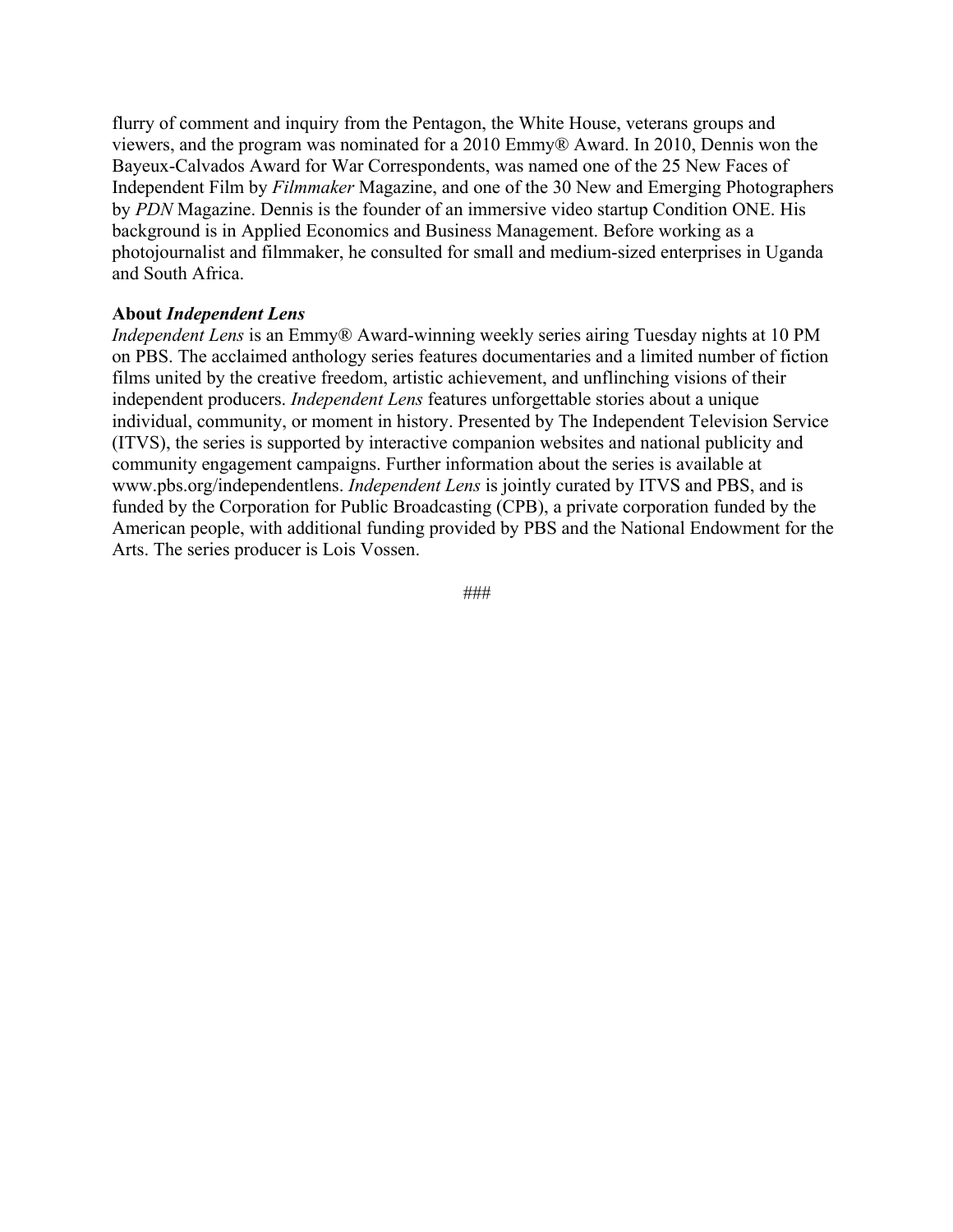flurry of comment and inquiry from the Pentagon, the White House, veterans groups and viewers, and the program was nominated for a 2010 Emmy® Award. In 2010, Dennis won the Bayeux-Calvados Award for War Correspondents, was named one of the 25 New Faces of Independent Film by *Filmmaker* Magazine, and one of the 30 New and Emerging Photographers by *PDN* Magazine. Dennis is the founder of an immersive video startup Condition ONE. His background is in Applied Economics and Business Management. Before working as a photojournalist and filmmaker, he consulted for small and medium-sized enterprises in Uganda and South Africa.

**About *Independent Lens***

*Independent Lens* is an Emmy® Award-winning weekly series airing Tuesday nights at 10 PM on PBS. The acclaimed anthology series features documentaries and a limited number of fiction films united by the creative freedom, artistic achievement, and unflinching visions of their independent producers. *Independent Lens* features unforgettable stories about a unique individual, community, or moment in history. Presented by The Independent Television Service (ITVS), the series is supported by interactive companion websites and national publicity and community engagement campaigns. Further information about the series is available at www.pbs.org/independentlens. *Independent Lens* is jointly curated by ITVS and PBS, and is funded by the Corporation for Public Broadcasting (CPB), a private corporation funded by the American people, with additional funding provided by PBS and the National Endowment for the Arts. The series producer is Lois Vossen.

###